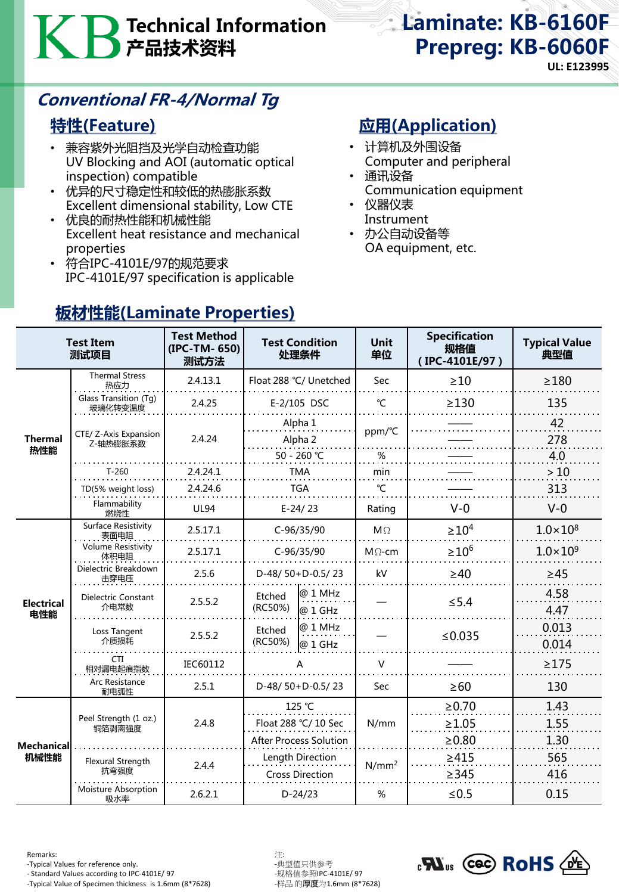# KB Technical Information 产品技术资料

## Laminate: KB-6160F
## Prepreg: KB-6060F

UL: E123995

### *Conventional FR-4/Normal Tg*

## 特性(Feature)

- 兼容紫外光阻挡及光学自动检查功能
  UV Blocking and AOI (automatic optical inspection) compatible
- 优异的尺寸稳定性和较低的热膨胀系数
  Excellent dimensional stability, Low CTE
- 优良的耐热性能和机械性能
  Excellent heat resistance and mechanical properties
- 符合IPC-4101E/97的规范要求
  IPC-4101E/97 specification is applicable

## 应用(Application)

- 计算机及外围设备
  Computer and peripheral
- 通讯设备
  Communication equipment
- 仪器仪表
  Instrument
- 办公自动设备等
  OA equipment, etc.

## 板材性能(Laminate Properties)

| Test Item 测试项目 | | Test Method (IPC-TM- 650) 测试方法 | Test Condition 处理条件 | | Unit 单位 | Specification 规格值 (IPC-4101E/97) | Typical Value 典型值 |
|---|---|---|---|---|---|---|---|
| Thermal 热性能 | Thermal Stress 热应力 | 2.4.13.1 | Float 288 ℃/ Unetched | | Sec | ≥10 | ≥180 |
| | Glass Transition (Tg) 玻璃化转变温度 | 2.4.25 | E-2/105 DSC | | ℃ | ≥130 | 135 |
| | CTE/ Z-Axis Expansion Z-轴热膨胀系数 | 2.4.24 | Alpha 1 | | ppm/℃ | —— | 42 |
| | | | Alpha 2 | | | —— | 278 |
| | | | 50 - 260 ℃ | | % | —— | 4.0 |
| | T-260 | 2.4.24.1 | TMA | | min | —— | > 10 |
| | TD(5% weight loss) | 2.4.24.6 | TGA | | ℃ | —— | 313 |
| | Flammability 燃烧性 | UL94 | E-24/ 23 | | Rating | V-0 | V-0 |
| Electrical 电性能 | Surface Resistivity 表面电阻 | 2.5.17.1 | C-96/35/90 | | MΩ | $\geq 10^4$ | $1.0\times10^8$ |
| | Volume Resistivity 体积电阻 | 2.5.17.1 | C-96/35/90 | | MΩ-cm | $\geq 10^6$ | $1.0\times10^9$ |
| | Dielectric Breakdown 击穿电压 | 2.5.6 | D-48/ 50+D-0.5/ 23 | | kV | ≥40 | ≥45 |
| | Dielectric Constant 介电常数 | 2.5.5.2 | Etched (RC50%) | @ 1 MHz | — | ≤5.4 | 4.58 |
| | | | | @ 1 GHz | | | 4.47 |
| | Loss Tangent 介质损耗 | 2.5.5.2 | Etched (RC50%) | @ 1 MHz | — | ≤0.035 | 0.013 |
| | | | | @ 1 GHz | | | 0.014 |
| | CTI 相对漏电起痕指数 | IEC60112 | A | | V | —— | ≥175 |
| | Arc Resistance 耐电弧性 | 2.5.1 | D-48/ 50+D-0.5/ 23 | | Sec | ≥60 | 130 |
| Mechanical 机械性能 | Peel Strength (1 oz.) 铜箔剥离强度 | 2.4.8 | 125 ℃ | | N/mm | ≥0.70 | 1.43 |
| | | | Float 288 ℃/ 10 Sec | | | ≥1.05 | 1.55 |
| | | | After Process Solution | | | ≥0.80 | 1.30 |
| | Flexural Strength 抗弯强度 | 2.4.4 | Length Direction | | N/mm$^2$ | ≥415 | 565 |
| | | | Cross Direction | | | ≥345 | 416 |
| | Moisture Absorption 吸水率 | 2.6.2.1 | D-24/23 | | % | ≤0.5 | 0.15 |

Remarks:
-Typical Values for reference only.
- Standard Values according to IPC-4101E/ 97
-Typical Value of Specimen thickness is 1.6mm (8*7628)

注:
-典型值只供参考
-规格值参照IPC-4101E/ 97
-样品 的厚度为1.6mm (8*7628)

c UL us  CQC  RoHS  VDE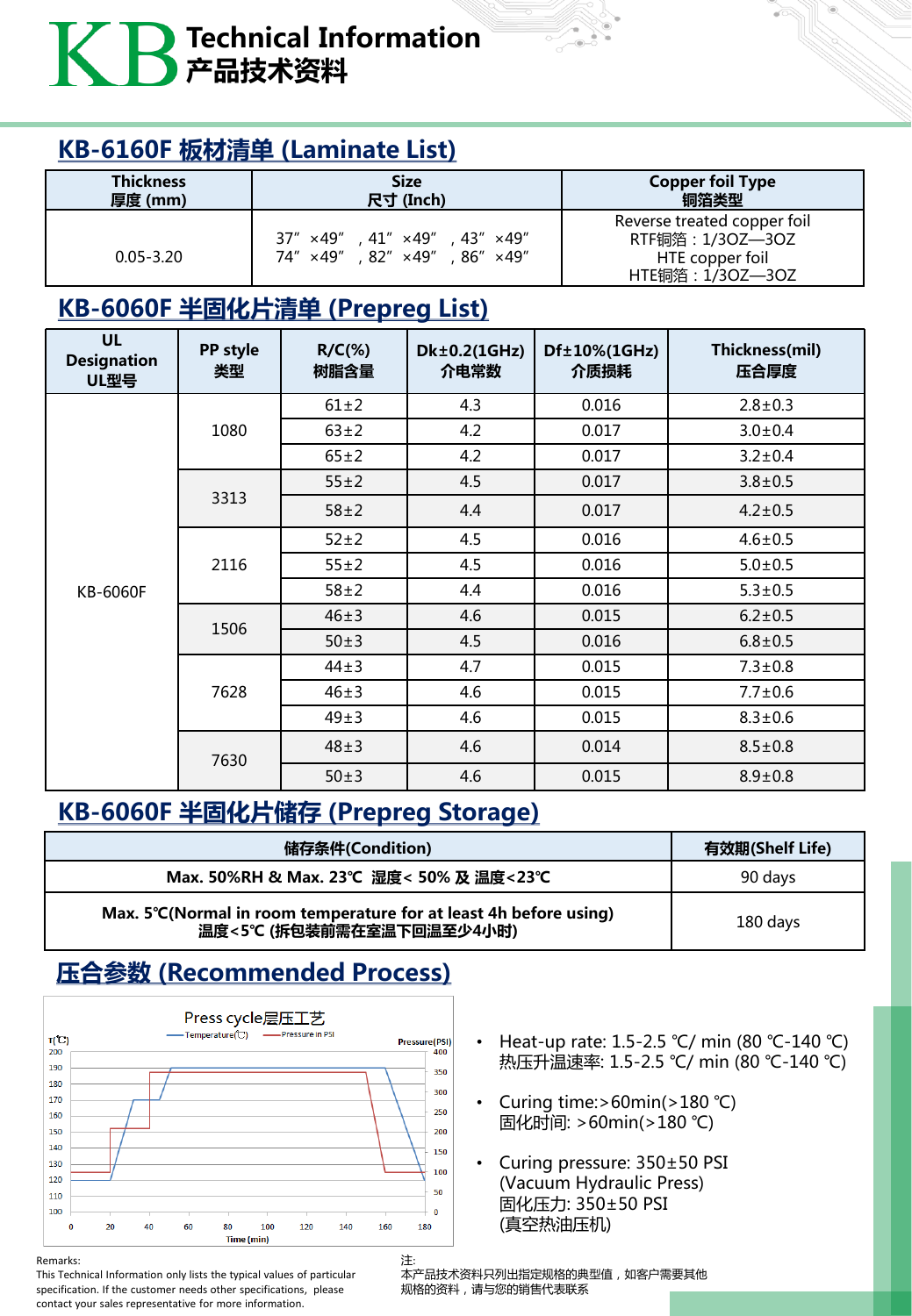# KB Technical Information 产品技术资料

## KB-6160F 板材清单 (Laminate List)

| Thickness 厚度 (mm) | Size 尺寸 (Inch) | Copper foil Type 铜箔类型 |
|---|---|---|
| 0.05-3.20 | 37″ ×49″ ，41″ ×49″ ，43″ ×49″<br>74″ ×49″ ，82″ ×49″ ，86″ ×49″ | Reverse treated copper foil<br>RTF铜箔：1/3OZ—3OZ<br>HTE copper foil<br>HTE铜箔：1/3OZ—3OZ |

## KB-6060F 半固化片清单 (Prepreg List)

| UL Designation UL型号 | PP style 类型 | R/C(%) 树脂含量 | Dk±0.2(1GHz) 介电常数 | Df±10%(1GHz) 介质损耗 | Thickness(mil) 压合厚度 |
|---|---|---|---|---|---|
| KB-6060F | 1080 | 61±2 | 4.3 | 0.016 | 2.8±0.3 |
| | | 63±2 | 4.2 | 0.017 | 3.0±0.4 |
| | | 65±2 | 4.2 | 0.017 | 3.2±0.4 |
| | 3313 | 55±2 | 4.5 | 0.017 | 3.8±0.5 |
| | | 58±2 | 4.4 | 0.017 | 4.2±0.5 |
| | 2116 | 52±2 | 4.5 | 0.016 | 4.6±0.5 |
| | | 55±2 | 4.5 | 0.016 | 5.0±0.5 |
| | | 58±2 | 4.4 | 0.016 | 5.3±0.5 |
| | 1506 | 46±3 | 4.6 | 0.015 | 6.2±0.5 |
| | | 50±3 | 4.5 | 0.016 | 6.8±0.5 |
| | 7628 | 44±3 | 4.7 | 0.015 | 7.3±0.8 |
| | | 46±3 | 4.6 | 0.015 | 7.7±0.6 |
| | | 49±3 | 4.6 | 0.015 | 8.3±0.6 |
| | 7630 | 48±3 | 4.6 | 0.014 | 8.5±0.8 |
| | | 50±3 | 4.6 | 0.015 | 8.9±0.8 |

## KB-6060F 半固化片储存 (Prepreg Storage)

| 储存条件(Condition) | 有效期(Shelf Life) |
|---|---|
| Max. 50%RH & Max. 23℃ 湿度< 50% 及 温度<23℃ | 90 days |
| Max. 5℃(Normal in room temperature for at least 4h before using)<br>温度<5℃ (拆包装前需在室温下回温至少4小时) | 180 days |

## 压合参数 (Recommended Process)

Press cycle层压工艺

Temperature(℃) Pressure in PSI

T(℃) Pressure(PSI)

Time (min)

- Heat-up rate: 1.5-2.5 ℃/ min (80 ℃-140 ℃)
  热压升温速率: 1.5-2.5 ℃/ min (80 ℃-140 ℃)
- Curing time:>60min(>180 ℃)
  固化时间: >60min(>180 ℃)
- Curing pressure: 350±50 PSI
  (Vacuum Hydraulic Press)
  固化压力: 350±50 PSI
  (真空热油压机)

Remarks:
This Technical Information only lists the typical values of particular specification. If the customer needs other specifications, please contact your sales representative for more information.

注:
本产品技术资料只列出指定规格的典型值，如客户需要其他规格的资料，请与您的销售代表联系